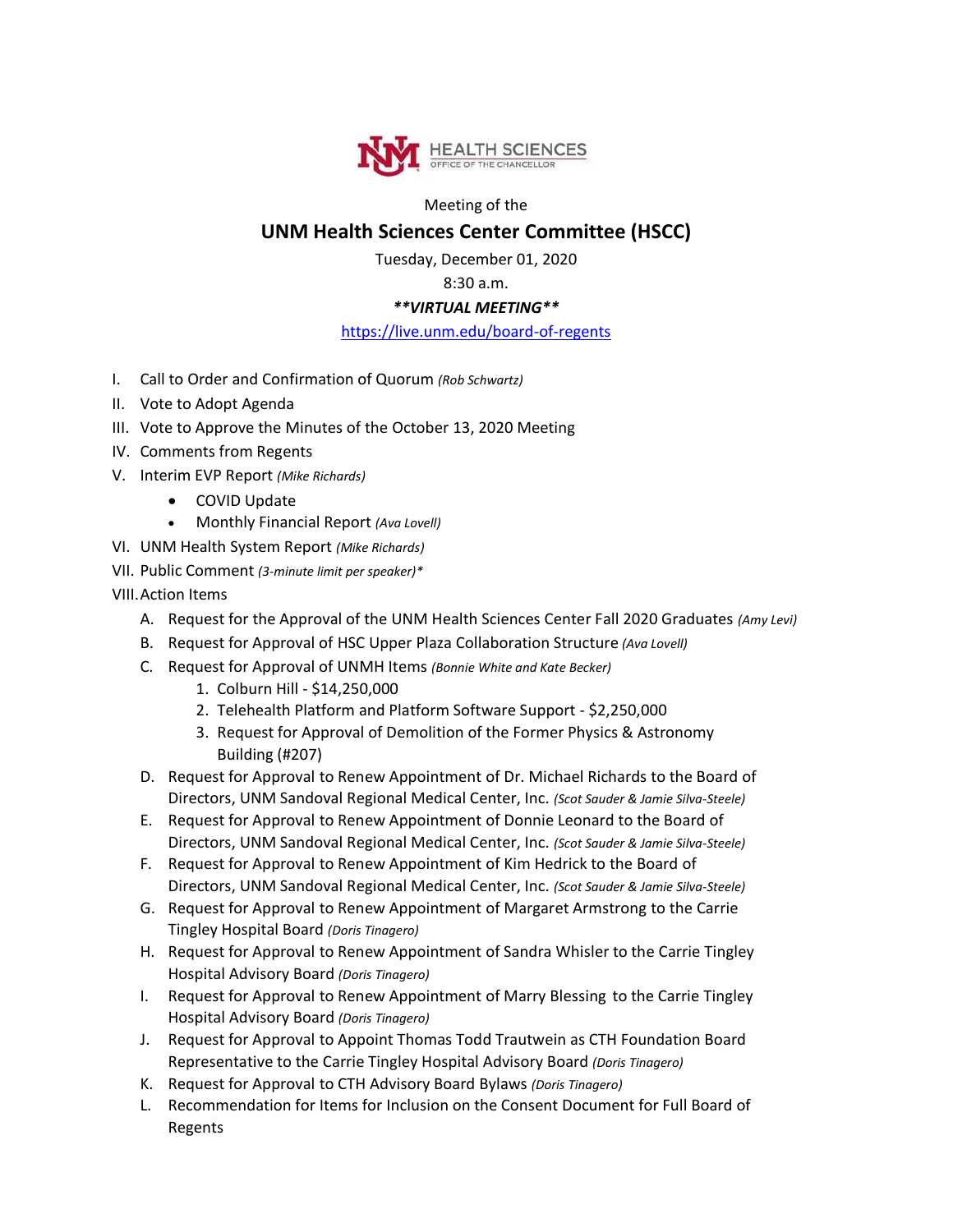HEALTH SCIENCES
OFFICE OF THE CHANCELLOR

Meeting of the

# UNM Health Sciences Center Committee (HSCC)

Tuesday, December 01, 2020

8:30 a.m.

***\*\*VIRTUAL MEETING\*\****

https://live.unm.edu/board-of-regents

I. Call to Order and Confirmation of Quorum *(Rob Schwartz)*

II. Vote to Adopt Agenda

III. Vote to Approve the Minutes of the October 13, 2020 Meeting

IV. Comments from Regents

V. Interim EVP Report *(Mike Richards)*
   - COVID Update
   - Monthly Financial Report *(Ava Lovell)*

VI. UNM Health System Report *(Mike Richards)*

VII. Public Comment *(3-minute limit per speaker)\**

VIII. Action Items

   A. Request for the Approval of the UNM Health Sciences Center Fall 2020 Graduates *(Amy Levi)*

   B. Request for Approval of HSC Upper Plaza Collaboration Structure *(Ava Lovell)*

   C. Request for Approval of UNMH Items *(Bonnie White and Kate Becker)*
      1. Colburn Hill - $14,250,000
      2. Telehealth Platform and Platform Software Support - $2,250,000
      3. Request for Approval of Demolition of the Former Physics & Astronomy Building (#207)

   D. Request for Approval to Renew Appointment of Dr. Michael Richards to the Board of Directors, UNM Sandoval Regional Medical Center, Inc. *(Scot Sauder & Jamie Silva-Steele)*

   E. Request for Approval to Renew Appointment of Donnie Leonard to the Board of Directors, UNM Sandoval Regional Medical Center, Inc. *(Scot Sauder & Jamie Silva-Steele)*

   F. Request for Approval to Renew Appointment of Kim Hedrick to the Board of Directors, UNM Sandoval Regional Medical Center, Inc. *(Scot Sauder & Jamie Silva-Steele)*

   G. Request for Approval to Renew Appointment of Margaret Armstrong to the Carrie Tingley Hospital Board *(Doris Tinagero)*

   H. Request for Approval to Renew Appointment of Sandra Whisler to the Carrie Tingley Hospital Advisory Board *(Doris Tinagero)*

   I. Request for Approval to Renew Appointment of Marry Blessing to the Carrie Tingley Hospital Advisory Board *(Doris Tinagero)*

   J. Request for Approval to Appoint Thomas Todd Trautwein as CTH Foundation Board Representative to the Carrie Tingley Hospital Advisory Board *(Doris Tinagero)*

   K. Request for Approval to CTH Advisory Board Bylaws *(Doris Tinagero)*

   L. Recommendation for Items for Inclusion on the Consent Document for Full Board of Regents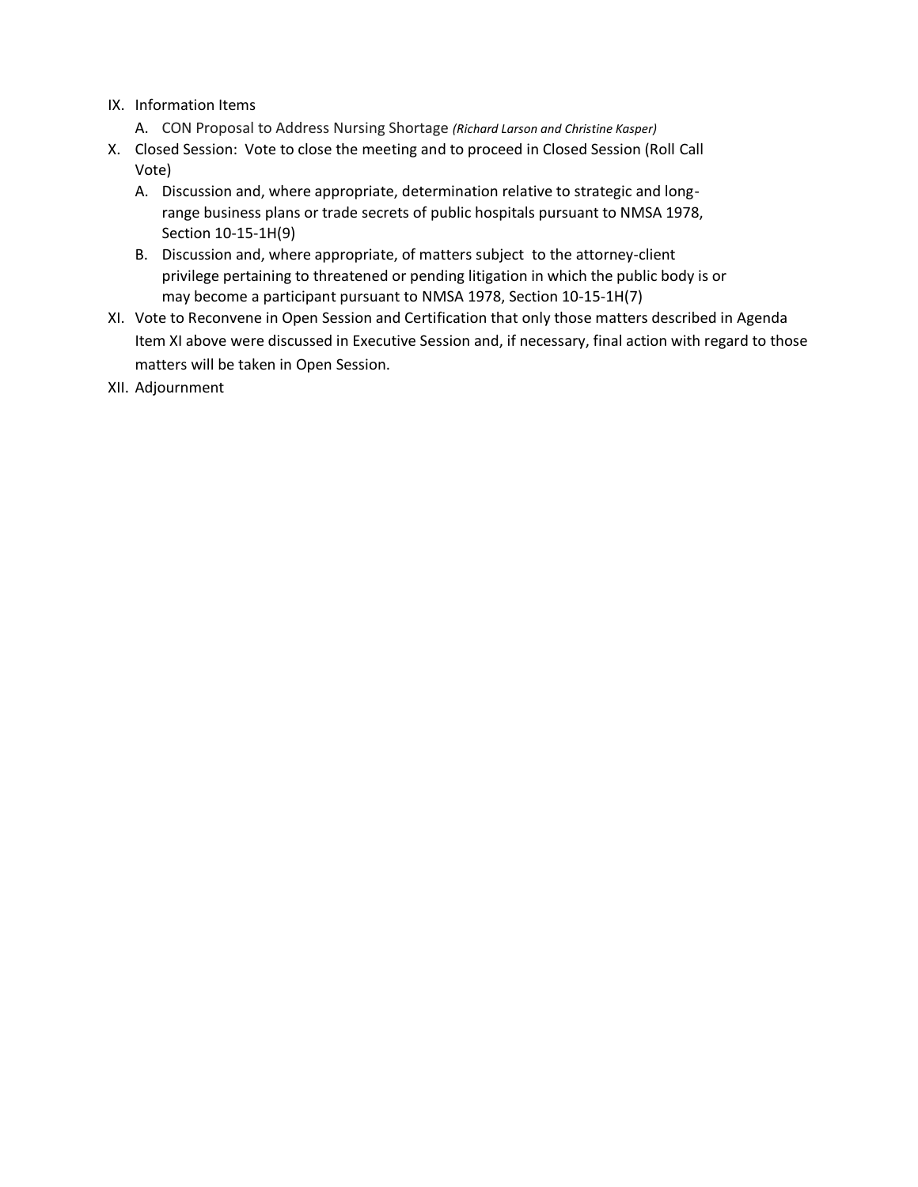IX. Information Items
    A. CON Proposal to Address Nursing Shortage *(Richard Larson and Christine Kasper)*
X. Closed Session: Vote to close the meeting and to proceed in Closed Session (Roll Call Vote)
    A. Discussion and, where appropriate, determination relative to strategic and long-range business plans or trade secrets of public hospitals pursuant to NMSA 1978, Section 10-15-1H(9)
    B. Discussion and, where appropriate, of matters subject to the attorney-client privilege pertaining to threatened or pending litigation in which the public body is or may become a participant pursuant to NMSA 1978, Section 10-15-1H(7)
XI. Vote to Reconvene in Open Session and Certification that only those matters described in Agenda Item XI above were discussed in Executive Session and, if necessary, final action with regard to those matters will be taken in Open Session.
XII. Adjournment